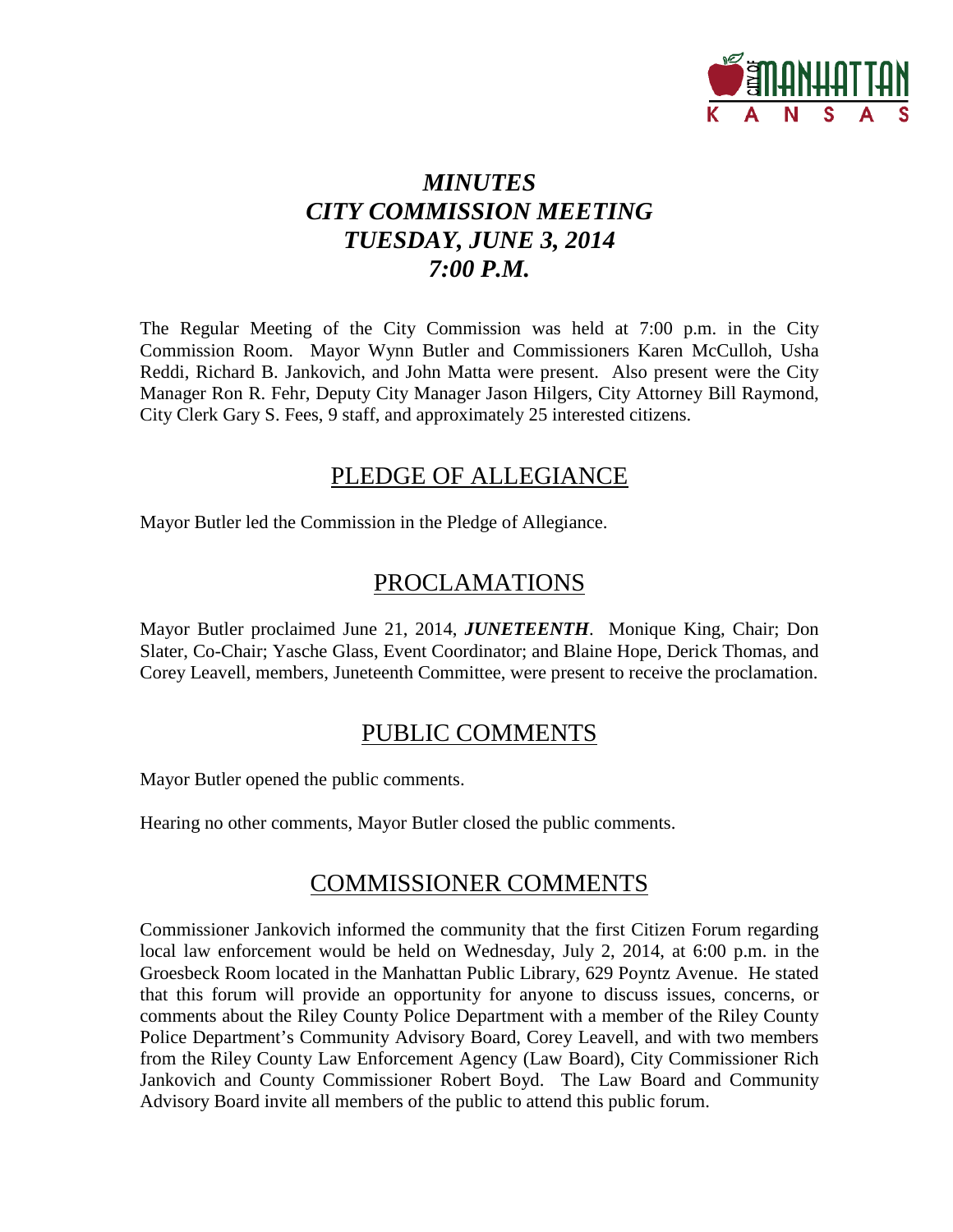# *MINUTES*
# *CITY COMMISSION MEETING*
# *TUESDAY, JUNE 3, 2014*
# *7:00 P.M.*

The Regular Meeting of the City Commission was held at 7:00 p.m. in the City Commission Room. Mayor Wynn Butler and Commissioners Karen McCulloh, Usha Reddi, Richard B. Jankovich, and John Matta were present. Also present were the City Manager Ron R. Fehr, Deputy City Manager Jason Hilgers, City Attorney Bill Raymond, City Clerk Gary S. Fees, 9 staff, and approximately 25 interested citizens.

## PLEDGE OF ALLEGIANCE

Mayor Butler led the Commission in the Pledge of Allegiance.

## PROCLAMATIONS

Mayor Butler proclaimed June 21, 2014, ***JUNETEENTH***. Monique King, Chair; Don Slater, Co-Chair; Yasche Glass, Event Coordinator; and Blaine Hope, Derick Thomas, and Corey Leavell, members, Juneteenth Committee, were present to receive the proclamation.

## PUBLIC COMMENTS

Mayor Butler opened the public comments.

Hearing no other comments, Mayor Butler closed the public comments.

## COMMISSIONER COMMENTS

Commissioner Jankovich informed the community that the first Citizen Forum regarding local law enforcement would be held on Wednesday, July 2, 2014, at 6:00 p.m. in the Groesbeck Room located in the Manhattan Public Library, 629 Poyntz Avenue. He stated that this forum will provide an opportunity for anyone to discuss issues, concerns, or comments about the Riley County Police Department with a member of the Riley County Police Department's Community Advisory Board, Corey Leavell, and with two members from the Riley County Law Enforcement Agency (Law Board), City Commissioner Rich Jankovich and County Commissioner Robert Boyd. The Law Board and Community Advisory Board invite all members of the public to attend this public forum.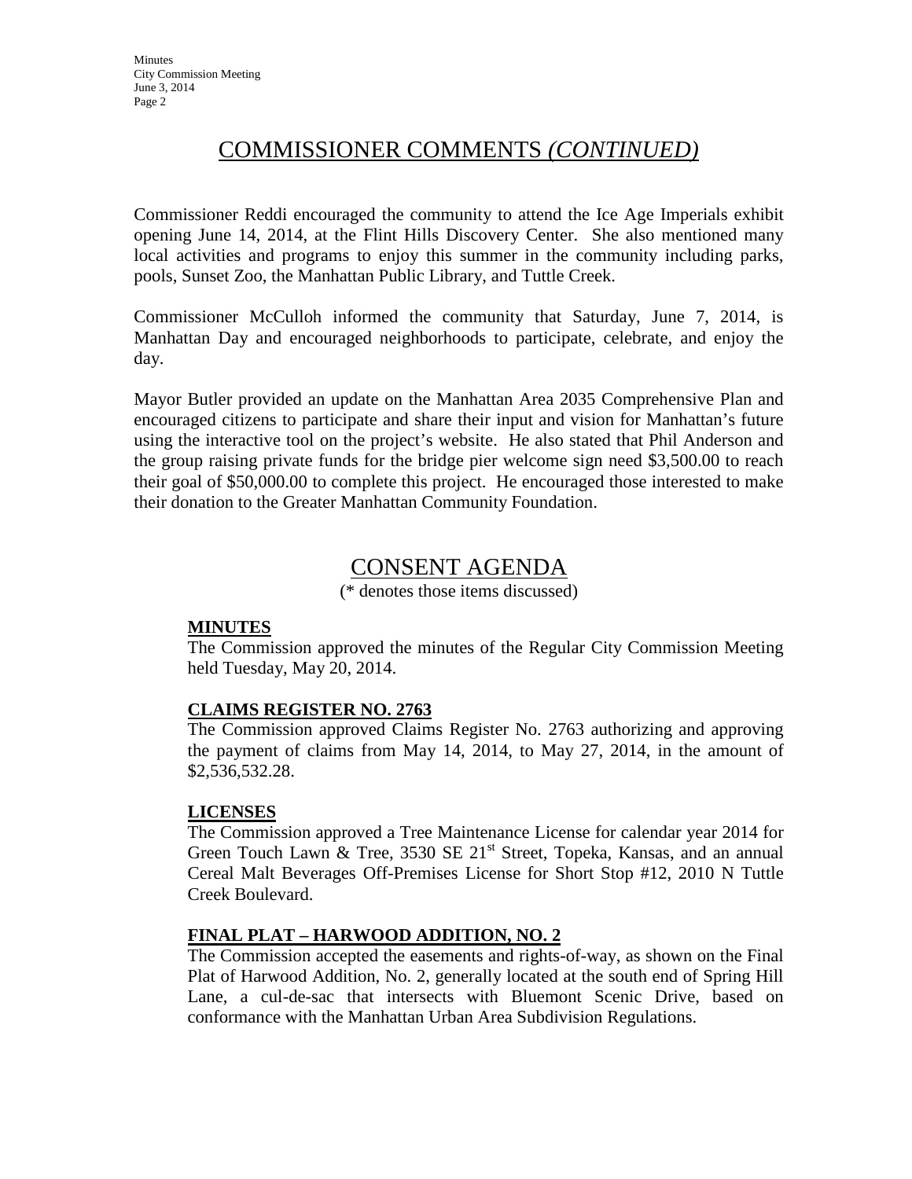## COMMISSIONER COMMENTS *(CONTINUED)*

Commissioner Reddi encouraged the community to attend the Ice Age Imperials exhibit opening June 14, 2014, at the Flint Hills Discovery Center. She also mentioned many local activities and programs to enjoy this summer in the community including parks, pools, Sunset Zoo, the Manhattan Public Library, and Tuttle Creek.

Commissioner McCulloh informed the community that Saturday, June 7, 2014, is Manhattan Day and encouraged neighborhoods to participate, celebrate, and enjoy the day.

Mayor Butler provided an update on the Manhattan Area 2035 Comprehensive Plan and encouraged citizens to participate and share their input and vision for Manhattan's future using the interactive tool on the project's website. He also stated that Phil Anderson and the group raising private funds for the bridge pier welcome sign need $3,500.00 to reach their goal of $50,000.00 to complete this project. He encouraged those interested to make their donation to the Greater Manhattan Community Foundation.

## CONSENT AGENDA

(* denotes those items discussed)

**MINUTES**

The Commission approved the minutes of the Regular City Commission Meeting held Tuesday, May 20, 2014.

**CLAIMS REGISTER NO. 2763**

The Commission approved Claims Register No. 2763 authorizing and approving the payment of claims from May 14, 2014, to May 27, 2014, in the amount of $2,536,532.28.

**LICENSES**

The Commission approved a Tree Maintenance License for calendar year 2014 for Green Touch Lawn & Tree, 3530 SE 21st Street, Topeka, Kansas, and an annual Cereal Malt Beverages Off-Premises License for Short Stop #12, 2010 N Tuttle Creek Boulevard.

**FINAL PLAT – HARWOOD ADDITION, NO. 2**

The Commission accepted the easements and rights-of-way, as shown on the Final Plat of Harwood Addition, No. 2, generally located at the south end of Spring Hill Lane, a cul-de-sac that intersects with Bluemont Scenic Drive, based on conformance with the Manhattan Urban Area Subdivision Regulations.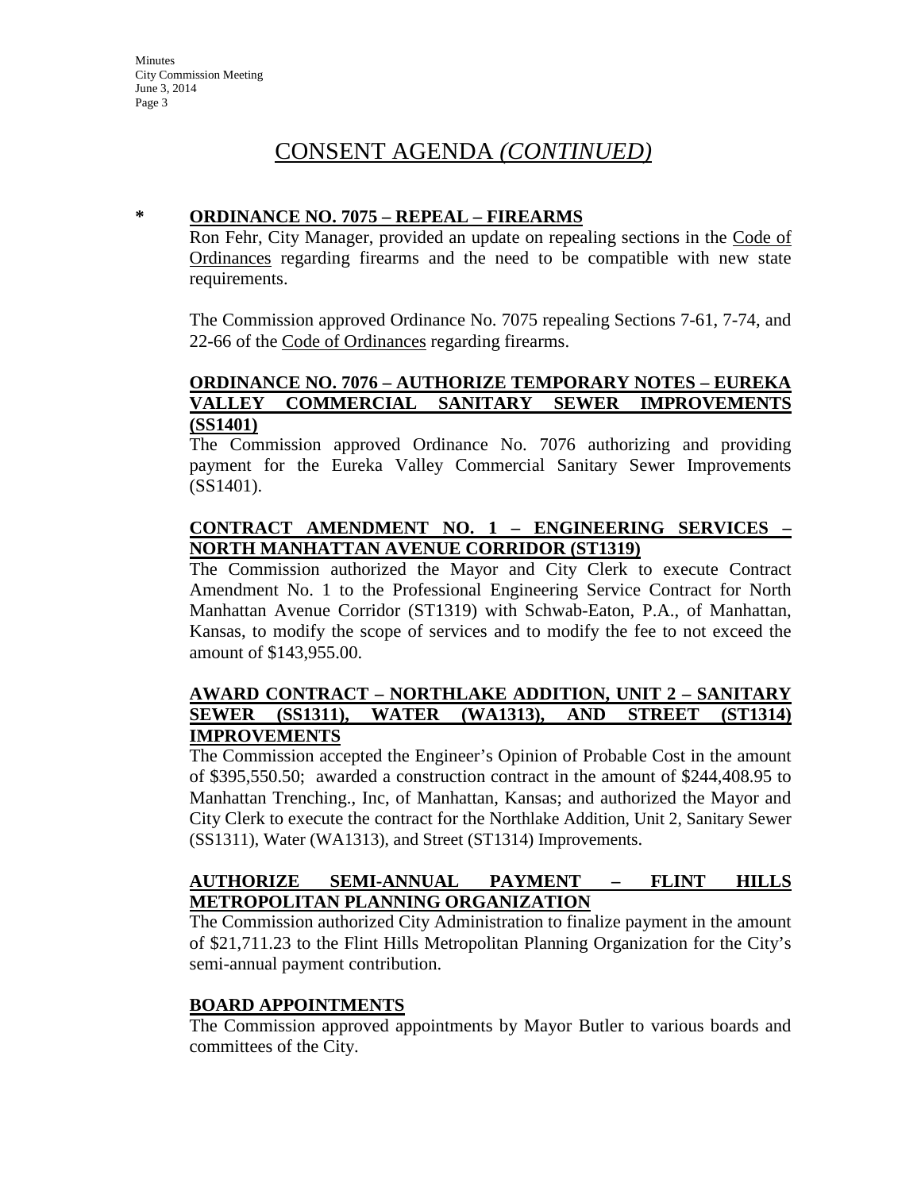# CONSENT AGENDA *(CONTINUED)*

**\* ORDINANCE NO. 7075 – REPEAL – FIREARMS**

Ron Fehr, City Manager, provided an update on repealing sections in the Code of Ordinances regarding firearms and the need to be compatible with new state requirements.

The Commission approved Ordinance No. 7075 repealing Sections 7-61, 7-74, and 22-66 of the Code of Ordinances regarding firearms.

**ORDINANCE NO. 7076 – AUTHORIZE TEMPORARY NOTES – EUREKA VALLEY COMMERCIAL SANITARY SEWER IMPROVEMENTS (SS1401)**

The Commission approved Ordinance No. 7076 authorizing and providing payment for the Eureka Valley Commercial Sanitary Sewer Improvements (SS1401).

**CONTRACT AMENDMENT NO. 1 – ENGINEERING SERVICES – NORTH MANHATTAN AVENUE CORRIDOR (ST1319)**

The Commission authorized the Mayor and City Clerk to execute Contract Amendment No. 1 to the Professional Engineering Service Contract for North Manhattan Avenue Corridor (ST1319) with Schwab-Eaton, P.A., of Manhattan, Kansas, to modify the scope of services and to modify the fee to not exceed the amount of $143,955.00.

**AWARD CONTRACT – NORTHLAKE ADDITION, UNIT 2 – SANITARY SEWER (SS1311), WATER (WA1313), AND STREET (ST1314) IMPROVEMENTS**

The Commission accepted the Engineer's Opinion of Probable Cost in the amount of $395,550.50; awarded a construction contract in the amount of $244,408.95 to Manhattan Trenching., Inc, of Manhattan, Kansas; and authorized the Mayor and City Clerk to execute the contract for the Northlake Addition, Unit 2, Sanitary Sewer (SS1311), Water (WA1313), and Street (ST1314) Improvements.

**AUTHORIZE SEMI-ANNUAL PAYMENT – FLINT HILLS METROPOLITAN PLANNING ORGANIZATION**

The Commission authorized City Administration to finalize payment in the amount of $21,711.23 to the Flint Hills Metropolitan Planning Organization for the City's semi-annual payment contribution.

**BOARD APPOINTMENTS**

The Commission approved appointments by Mayor Butler to various boards and committees of the City.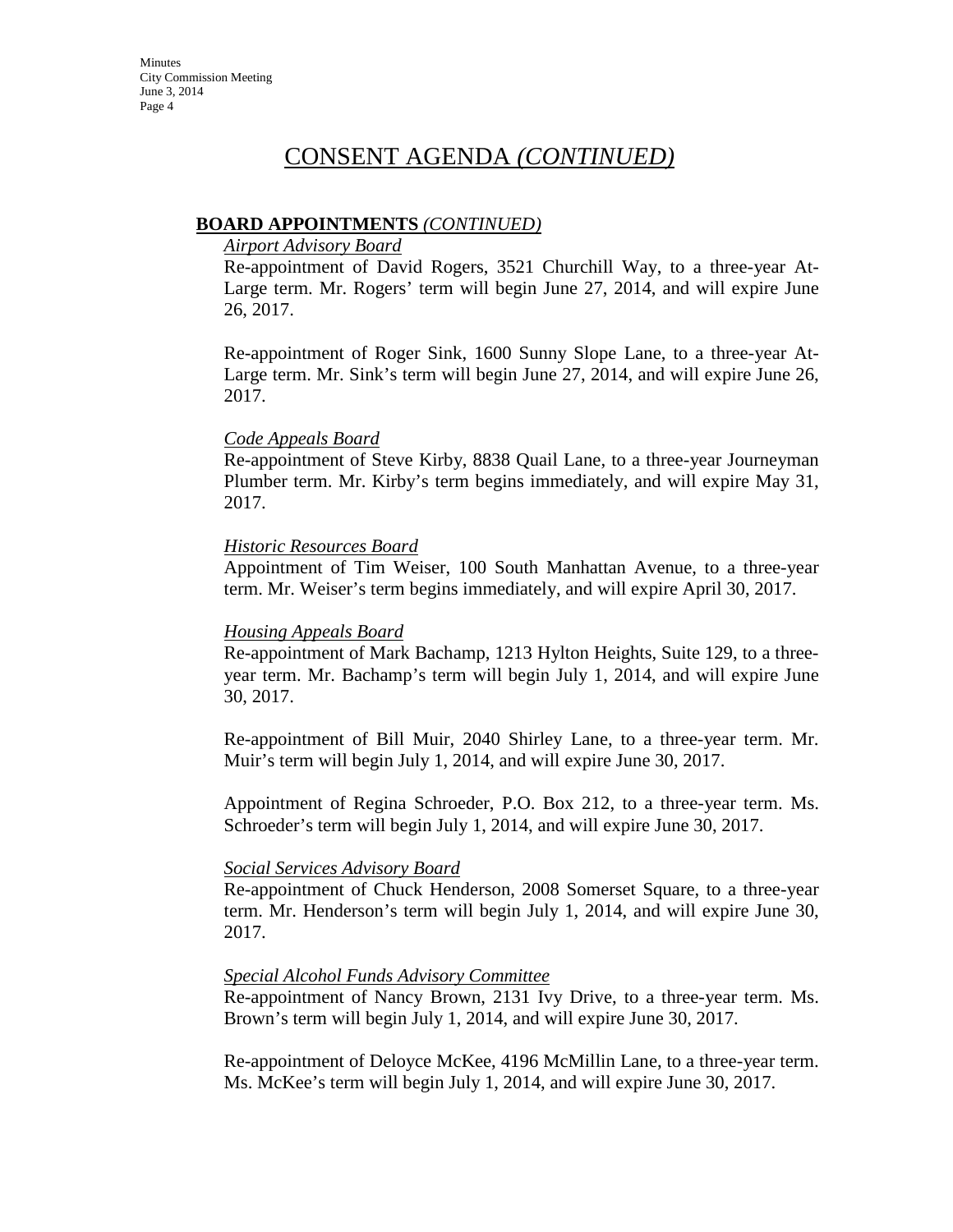# CONSENT AGENDA *(CONTINUED)*

**BOARD APPOINTMENTS** *(CONTINUED)*

*Airport Advisory Board*

Re-appointment of David Rogers, 3521 Churchill Way, to a three-year At-Large term. Mr. Rogers' term will begin June 27, 2014, and will expire June 26, 2017.

Re-appointment of Roger Sink, 1600 Sunny Slope Lane, to a three-year At-Large term. Mr. Sink's term will begin June 27, 2014, and will expire June 26, 2017.

*Code Appeals Board*

Re-appointment of Steve Kirby, 8838 Quail Lane, to a three-year Journeyman Plumber term. Mr. Kirby's term begins immediately, and will expire May 31, 2017.

*Historic Resources Board*

Appointment of Tim Weiser, 100 South Manhattan Avenue, to a three-year term. Mr. Weiser's term begins immediately, and will expire April 30, 2017.

*Housing Appeals Board*

Re-appointment of Mark Bachamp, 1213 Hylton Heights, Suite 129, to a three-year term. Mr. Bachamp's term will begin July 1, 2014, and will expire June 30, 2017.

Re-appointment of Bill Muir, 2040 Shirley Lane, to a three-year term. Mr. Muir's term will begin July 1, 2014, and will expire June 30, 2017.

Appointment of Regina Schroeder, P.O. Box 212, to a three-year term. Ms. Schroeder's term will begin July 1, 2014, and will expire June 30, 2017.

*Social Services Advisory Board*

Re-appointment of Chuck Henderson, 2008 Somerset Square, to a three-year term. Mr. Henderson's term will begin July 1, 2014, and will expire June 30, 2017.

*Special Alcohol Funds Advisory Committee*

Re-appointment of Nancy Brown, 2131 Ivy Drive, to a three-year term. Ms. Brown's term will begin July 1, 2014, and will expire June 30, 2017.

Re-appointment of Deloyce McKee, 4196 McMillin Lane, to a three-year term. Ms. McKee's term will begin July 1, 2014, and will expire June 30, 2017.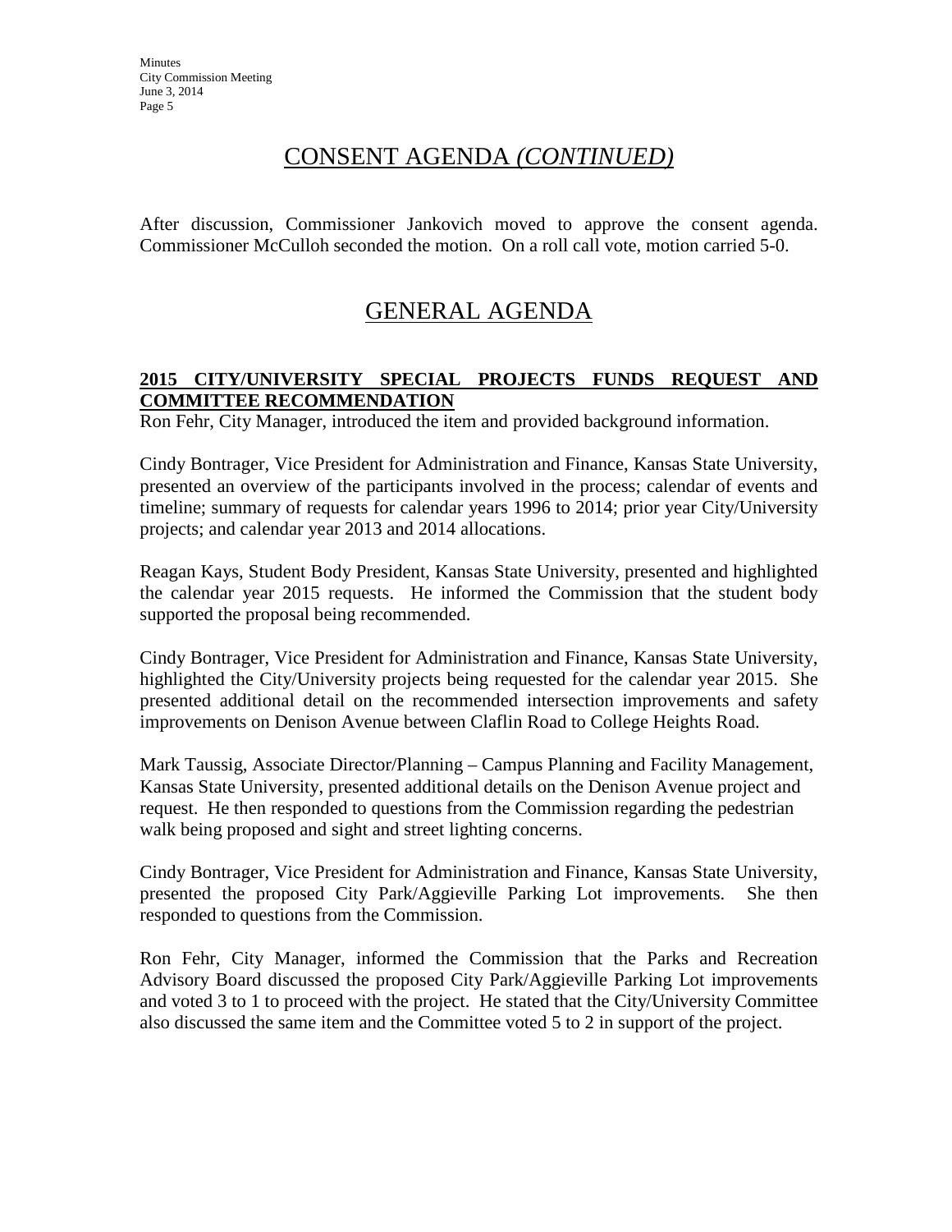## CONSENT AGENDA *(CONTINUED)*

After discussion, Commissioner Jankovich moved to approve the consent agenda. Commissioner McCulloh seconded the motion. On a roll call vote, motion carried 5-0.

## GENERAL AGENDA

**2015 CITY/UNIVERSITY SPECIAL PROJECTS FUNDS REQUEST AND COMMITTEE RECOMMENDATION**

Ron Fehr, City Manager, introduced the item and provided background information.

Cindy Bontrager, Vice President for Administration and Finance, Kansas State University, presented an overview of the participants involved in the process; calendar of events and timeline; summary of requests for calendar years 1996 to 2014; prior year City/University projects; and calendar year 2013 and 2014 allocations.

Reagan Kays, Student Body President, Kansas State University, presented and highlighted the calendar year 2015 requests. He informed the Commission that the student body supported the proposal being recommended.

Cindy Bontrager, Vice President for Administration and Finance, Kansas State University, highlighted the City/University projects being requested for the calendar year 2015. She presented additional detail on the recommended intersection improvements and safety improvements on Denison Avenue between Claflin Road to College Heights Road.

Mark Taussig, Associate Director/Planning – Campus Planning and Facility Management, Kansas State University, presented additional details on the Denison Avenue project and request. He then responded to questions from the Commission regarding the pedestrian walk being proposed and sight and street lighting concerns.

Cindy Bontrager, Vice President for Administration and Finance, Kansas State University, presented the proposed City Park/Aggieville Parking Lot improvements. She then responded to questions from the Commission.

Ron Fehr, City Manager, informed the Commission that the Parks and Recreation Advisory Board discussed the proposed City Park/Aggieville Parking Lot improvements and voted 3 to 1 to proceed with the project. He stated that the City/University Committee also discussed the same item and the Committee voted 5 to 2 in support of the project.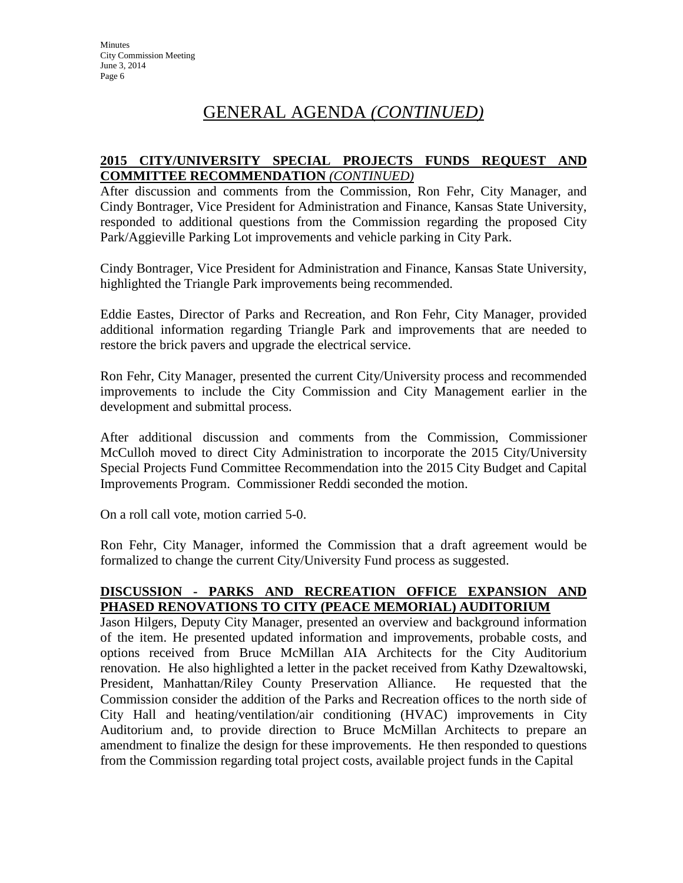# GENERAL AGENDA *(CONTINUED)*

**2015 CITY/UNIVERSITY SPECIAL PROJECTS FUNDS REQUEST AND COMMITTEE RECOMMENDATION** *(CONTINUED)*

After discussion and comments from the Commission, Ron Fehr, City Manager, and Cindy Bontrager, Vice President for Administration and Finance, Kansas State University, responded to additional questions from the Commission regarding the proposed City Park/Aggieville Parking Lot improvements and vehicle parking in City Park.

Cindy Bontrager, Vice President for Administration and Finance, Kansas State University, highlighted the Triangle Park improvements being recommended.

Eddie Eastes, Director of Parks and Recreation, and Ron Fehr, City Manager, provided additional information regarding Triangle Park and improvements that are needed to restore the brick pavers and upgrade the electrical service.

Ron Fehr, City Manager, presented the current City/University process and recommended improvements to include the City Commission and City Management earlier in the development and submittal process.

After additional discussion and comments from the Commission, Commissioner McCulloh moved to direct City Administration to incorporate the 2015 City/University Special Projects Fund Committee Recommendation into the 2015 City Budget and Capital Improvements Program. Commissioner Reddi seconded the motion.

On a roll call vote, motion carried 5-0.

Ron Fehr, City Manager, informed the Commission that a draft agreement would be formalized to change the current City/University Fund process as suggested.

**DISCUSSION - PARKS AND RECREATION OFFICE EXPANSION AND PHASED RENOVATIONS TO CITY (PEACE MEMORIAL) AUDITORIUM**

Jason Hilgers, Deputy City Manager, presented an overview and background information of the item. He presented updated information and improvements, probable costs, and options received from Bruce McMillan AIA Architects for the City Auditorium renovation. He also highlighted a letter in the packet received from Kathy Dzewaltowski, President, Manhattan/Riley County Preservation Alliance. He requested that the Commission consider the addition of the Parks and Recreation offices to the north side of City Hall and heating/ventilation/air conditioning (HVAC) improvements in City Auditorium and, to provide direction to Bruce McMillan Architects to prepare an amendment to finalize the design for these improvements. He then responded to questions from the Commission regarding total project costs, available project funds in the Capital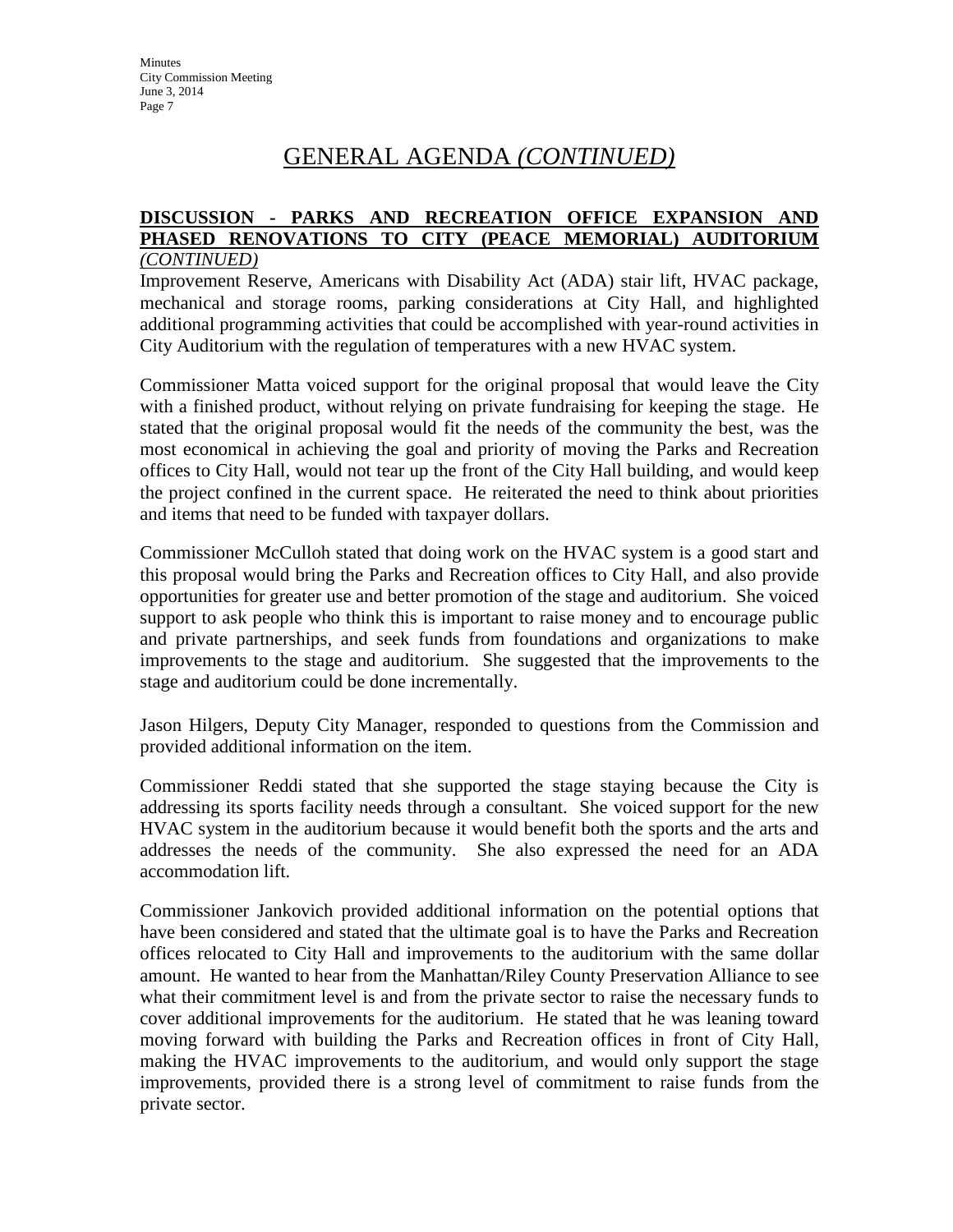# GENERAL AGENDA *(CONTINUED)*

**DISCUSSION - PARKS AND RECREATION OFFICE EXPANSION AND PHASED RENOVATIONS TO CITY (PEACE MEMORIAL) AUDITORIUM** *(CONTINUED)*

Improvement Reserve, Americans with Disability Act (ADA) stair lift, HVAC package, mechanical and storage rooms, parking considerations at City Hall, and highlighted additional programming activities that could be accomplished with year-round activities in City Auditorium with the regulation of temperatures with a new HVAC system.

Commissioner Matta voiced support for the original proposal that would leave the City with a finished product, without relying on private fundraising for keeping the stage. He stated that the original proposal would fit the needs of the community the best, was the most economical in achieving the goal and priority of moving the Parks and Recreation offices to City Hall, would not tear up the front of the City Hall building, and would keep the project confined in the current space. He reiterated the need to think about priorities and items that need to be funded with taxpayer dollars.

Commissioner McCulloh stated that doing work on the HVAC system is a good start and this proposal would bring the Parks and Recreation offices to City Hall, and also provide opportunities for greater use and better promotion of the stage and auditorium. She voiced support to ask people who think this is important to raise money and to encourage public and private partnerships, and seek funds from foundations and organizations to make improvements to the stage and auditorium. She suggested that the improvements to the stage and auditorium could be done incrementally.

Jason Hilgers, Deputy City Manager, responded to questions from the Commission and provided additional information on the item.

Commissioner Reddi stated that she supported the stage staying because the City is addressing its sports facility needs through a consultant. She voiced support for the new HVAC system in the auditorium because it would benefit both the sports and the arts and addresses the needs of the community. She also expressed the need for an ADA accommodation lift.

Commissioner Jankovich provided additional information on the potential options that have been considered and stated that the ultimate goal is to have the Parks and Recreation offices relocated to City Hall and improvements to the auditorium with the same dollar amount. He wanted to hear from the Manhattan/Riley County Preservation Alliance to see what their commitment level is and from the private sector to raise the necessary funds to cover additional improvements for the auditorium. He stated that he was leaning toward moving forward with building the Parks and Recreation offices in front of City Hall, making the HVAC improvements to the auditorium, and would only support the stage improvements, provided there is a strong level of commitment to raise funds from the private sector.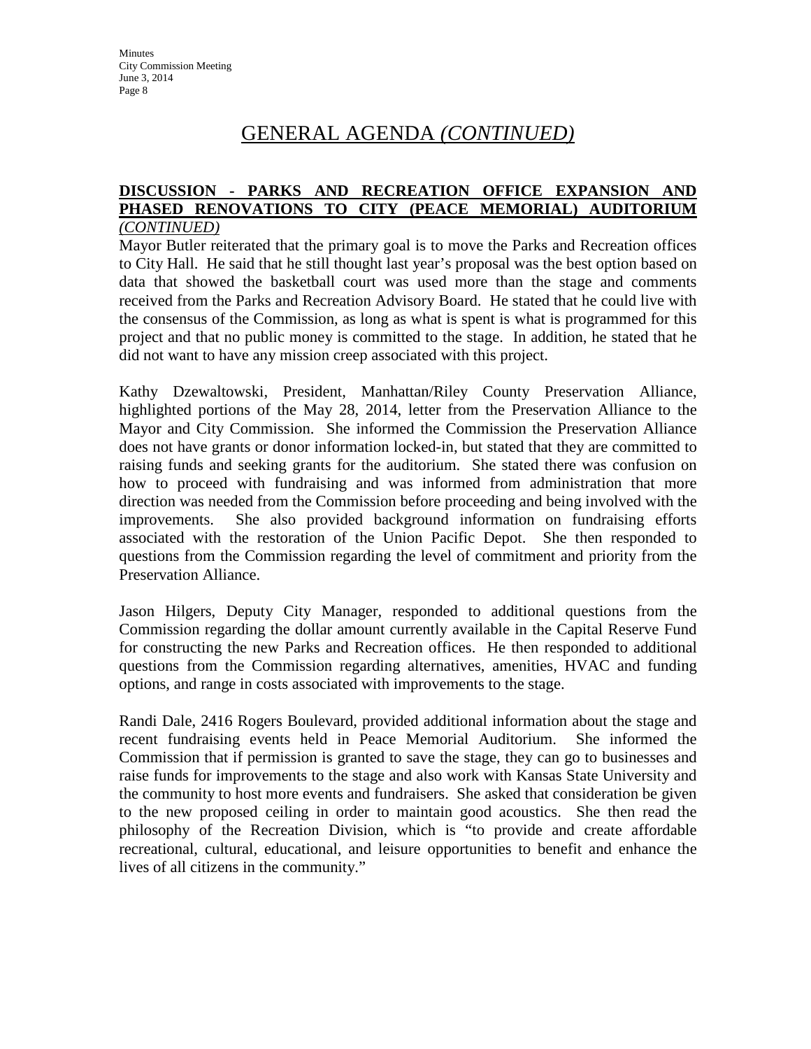# GENERAL AGENDA *(CONTINUED)*

**DISCUSSION - PARKS AND RECREATION OFFICE EXPANSION AND PHASED RENOVATIONS TO CITY (PEACE MEMORIAL) AUDITORIUM** *(CONTINUED)*

Mayor Butler reiterated that the primary goal is to move the Parks and Recreation offices to City Hall. He said that he still thought last year's proposal was the best option based on data that showed the basketball court was used more than the stage and comments received from the Parks and Recreation Advisory Board. He stated that he could live with the consensus of the Commission, as long as what is spent is what is programmed for this project and that no public money is committed to the stage. In addition, he stated that he did not want to have any mission creep associated with this project.

Kathy Dzewaltowski, President, Manhattan/Riley County Preservation Alliance, highlighted portions of the May 28, 2014, letter from the Preservation Alliance to the Mayor and City Commission. She informed the Commission the Preservation Alliance does not have grants or donor information locked-in, but stated that they are committed to raising funds and seeking grants for the auditorium. She stated there was confusion on how to proceed with fundraising and was informed from administration that more direction was needed from the Commission before proceeding and being involved with the improvements. She also provided background information on fundraising efforts associated with the restoration of the Union Pacific Depot. She then responded to questions from the Commission regarding the level of commitment and priority from the Preservation Alliance.

Jason Hilgers, Deputy City Manager, responded to additional questions from the Commission regarding the dollar amount currently available in the Capital Reserve Fund for constructing the new Parks and Recreation offices. He then responded to additional questions from the Commission regarding alternatives, amenities, HVAC and funding options, and range in costs associated with improvements to the stage.

Randi Dale, 2416 Rogers Boulevard, provided additional information about the stage and recent fundraising events held in Peace Memorial Auditorium. She informed the Commission that if permission is granted to save the stage, they can go to businesses and raise funds for improvements to the stage and also work with Kansas State University and the community to host more events and fundraisers. She asked that consideration be given to the new proposed ceiling in order to maintain good acoustics. She then read the philosophy of the Recreation Division, which is "to provide and create affordable recreational, cultural, educational, and leisure opportunities to benefit and enhance the lives of all citizens in the community."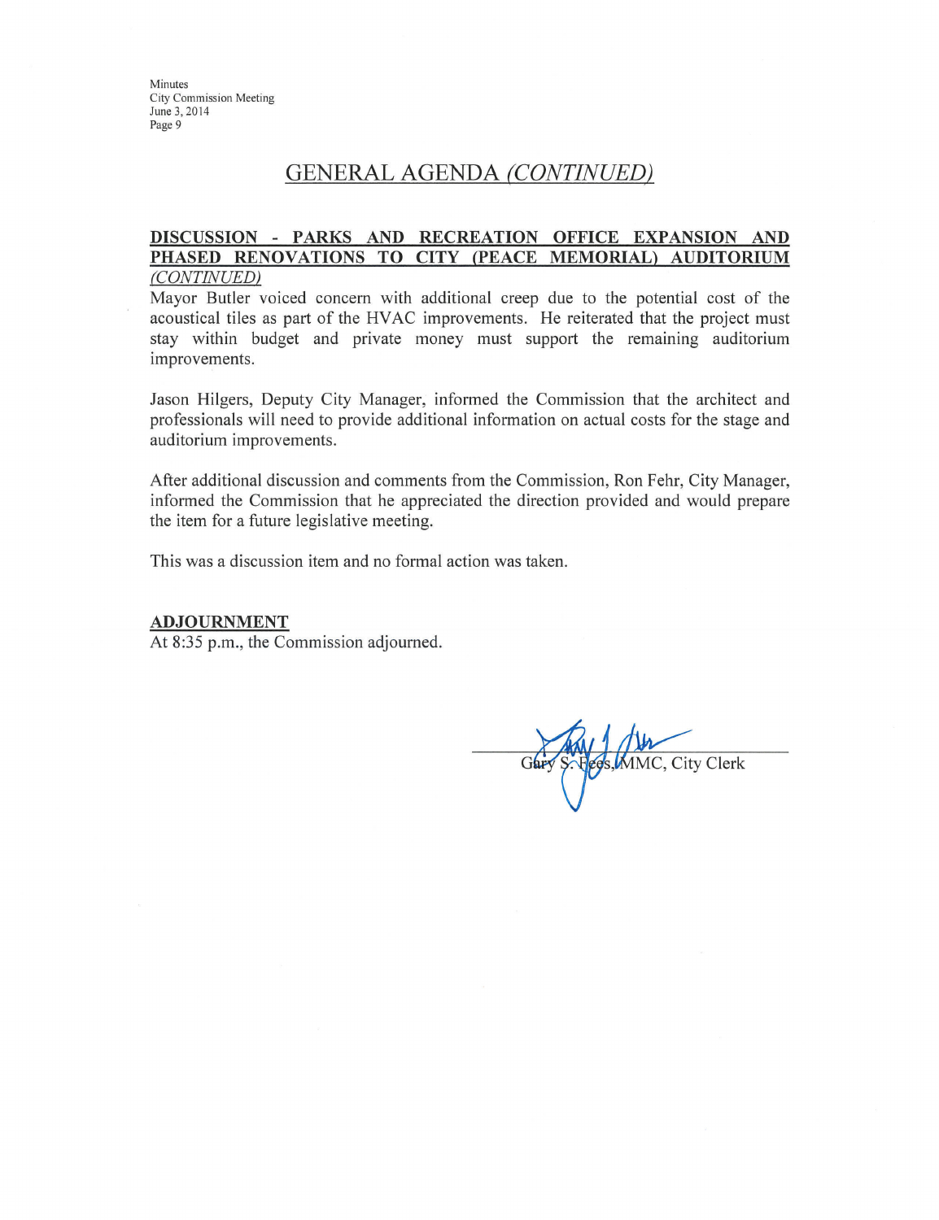## GENERAL AGENDA *(CONTINUED)*

**DISCUSSION - PARKS AND RECREATION OFFICE EXPANSION AND PHASED RENOVATIONS TO CITY (PEACE MEMORIAL) AUDITORIUM** *(CONTINUED)*

Mayor Butler voiced concern with additional creep due to the potential cost of the acoustical tiles as part of the HVAC improvements. He reiterated that the project must stay within budget and private money must support the remaining auditorium improvements.

Jason Hilgers, Deputy City Manager, informed the Commission that the architect and professionals will need to provide additional information on actual costs for the stage and auditorium improvements.

After additional discussion and comments from the Commission, Ron Fehr, City Manager, informed the Commission that he appreciated the direction provided and would prepare the item for a future legislative meeting.

This was a discussion item and no formal action was taken.

**ADJOURNMENT**

At 8:35 p.m., the Commission adjourned.

Gary S. Fees, MMC, City Clerk